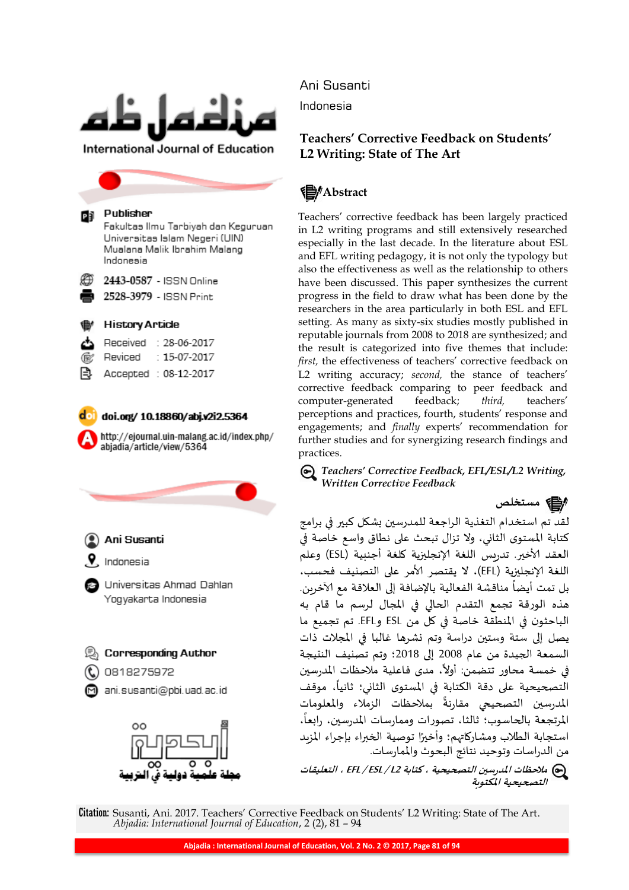Ani Susanti

Indonesia

# Teachers' Corrective Feedback on Students' L2 Writing: State of The Art

**Publisher**
Fakultas Ilmu Tarbiyah dan Keguruan Universitas Islam Negeri (UIN) Maulana Malik Ibrahim Malang Indonesia

2443-0587 - ISSN Online
2528-3979 - ISSN Print

**History Article**
Received : 28-06-2017
Reviced : 15-07-2017
Accepted : 08-12-2017

doi.org/ 10.18860/abj.v2i2.5364
http://ejournal.uin-malang.ac.id/index.php/abjadia/article/view/5364

**Ani Susanti**
Indonesia
Universitas Ahmad Dahlan Yogyakarta Indonesia

**Corresponding Author**
0818275972
ani.susanti@pbi.uad.ac.id

## Abstract

Teachers' corrective feedback has been largely practiced in L2 writing programs and still extensively researched especially in the last decade. In the literature about ESL and EFL writing pedagogy, it is not only the typology but also the effectiveness as well as the relationship to others have been discussed. This paper synthesizes the current progress in the field to draw what has been done by the researchers in the area particularly in both ESL and EFL setting. As many as sixty-six studies mostly published in reputable journals from 2008 to 2018 are synthesized; and the result is categorized into five themes that include: *first,* the effectiveness of teachers' corrective feedback on L2 writing accuracy; *second,* the stance of teachers' corrective feedback comparing to peer feedback and computer-generated feedback; *third,* teachers' perceptions and practices, fourth, students' response and engagements; and *finally* experts' recommendation for further studies and for synergizing research findings and practices.

***Teachers' Corrective Feedback, EFL/ESL/L2 Writing, Written Corrective Feedback***

## مستخلص

لقد تم استخدام التغذية الراجعة للمدرسين بشكل كبير في برامج كتابة المستوى الثاني، ولا تزال تبحث على نطاق واسع خاصة في العقد الأخير. تدريس اللغة الإنجليزية كلغة أجنبية (ESL) وعلم اللغة الإنجليزية (EFL)، لا يقتصر الأمر على التصنيف فحسب، بل تمت أيضاً مناقشة الفعالية بالإضافة إلى العلاقة مع الآخرين. هذه الورقة تجمع التقدم الحالي في المجال لرسم ما قام به الباحثون في المنطقة خاصة في كل من ESL وEFL. تم تجميع ما يصل إلى ستة وستين دراسة وتم نشرها غالبا في المجلات ذات السمعة الجيدة من عام 2008 إلى 2018؛ وتم تصنيف النتيجة في خمسة محاور تتضمن: أولاً، مدى فاعلية ملاحظات المدرسين التصحيحية على دقة الكتابة في المستوى الثاني؛ ثانياً، موقف المدرسين التصحيحي مقارنةً بملاحظات الزملاء والمعلومات المرتجعة بالحاسوب؛ ثالثاً، تصورات وممارسات المدرسين، رابعاً، استجابة الطلاب ومشاركاتهم؛ وأخيرًا توصية الخبراء بإجراء المزيد من الدراسات وتوحيد نتائج البحوث والممارسات.

***ملاحظات المدرسين التصحيحية، كتابة EFL / ESL / L2، التعليقات التصحيحية المكتوبة***

**Citation:** Susanti, Ani. 2017. Teachers' Corrective Feedback on Students' L2 Writing: State of The Art. *Abjadia: International Journal of Education*, 2 (2), 81 – 94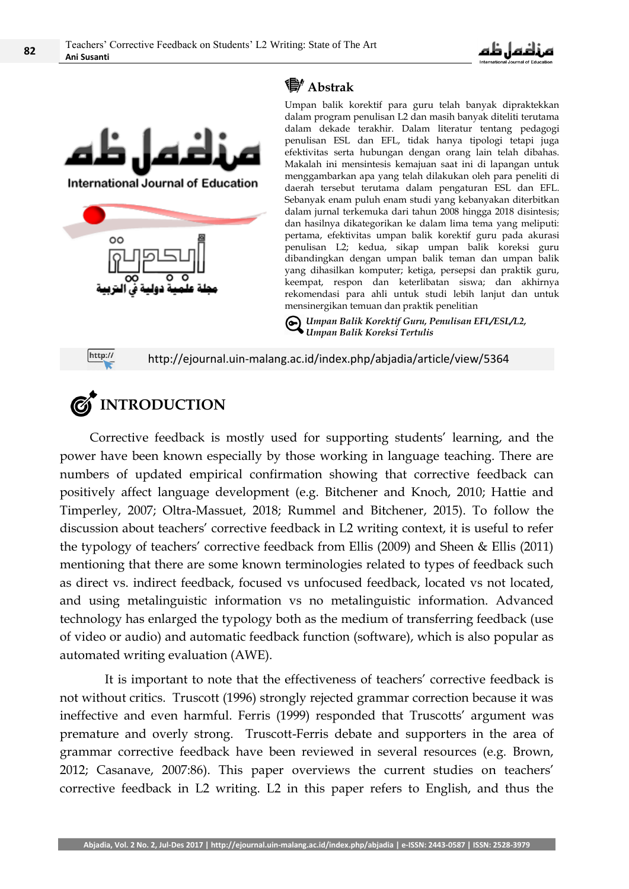## Abstrak

Umpan balik korektif para guru telah banyak dipraktekkan dalam program penulisan L2 dan masih banyak diteliti terutama dalam dekade terakhir. Dalam literatur tentang pedagogi penulisan ESL dan EFL, tidak hanya tipologi tetapi juga efektivitas serta hubungan dengan orang lain telah dibahas. Makalah ini mensintesis kemajuan saat ini di lapangan untuk menggambarkan apa yang telah dilakukan oleh para peneliti di daerah tersebut terutama dalam pengaturan ESL dan EFL. Sebanyak enam puluh enam studi yang kebanyakan diterbitkan dalam jurnal terkemuka dari tahun 2008 hingga 2018 disintesis; dan hasilnya dikategorikan ke dalam lima tema yang meliputi: pertama, efektivitas umpan balik korektif guru pada akurasi penulisan L2; kedua, sikap umpan balik koreksi guru dibandingkan dengan umpan balik teman dan umpan balik yang dihasilkan komputer; ketiga, persepsi dan praktik guru, keempat, respon dan keterlibatan siswa; dan akhirnya rekomendasi para ahli untuk studi lebih lanjut dan untuk mensinergikan temuan dan praktik penelitian

*Umpan Balik Korektif Guru, Penulisan EFL/ESL/L2, Umpan Balik Koreksi Tertulis*

http://ejournal.uin-malang.ac.id/index.php/abjadia/article/view/5364

## INTRODUCTION

Corrective feedback is mostly used for supporting students' learning, and the power have been known especially by those working in language teaching. There are numbers of updated empirical confirmation showing that corrective feedback can positively affect language development (e.g. Bitchener and Knoch, 2010; Hattie and Timperley, 2007; Oltra-Massuet, 2018; Rummel and Bitchener, 2015). To follow the discussion about teachers' corrective feedback in L2 writing context, it is useful to refer the typology of teachers' corrective feedback from Ellis (2009) and Sheen & Ellis (2011) mentioning that there are some known terminologies related to types of feedback such as direct vs. indirect feedback, focused vs unfocused feedback, located vs not located, and using metalinguistic information vs no metalinguistic information. Advanced technology has enlarged the typology both as the medium of transferring feedback (use of video or audio) and automatic feedback function (software), which is also popular as automated writing evaluation (AWE).

It is important to note that the effectiveness of teachers' corrective feedback is not without critics. Truscott (1996) strongly rejected grammar correction because it was ineffective and even harmful. Ferris (1999) responded that Truscotts' argument was premature and overly strong. Truscott-Ferris debate and supporters in the area of grammar corrective feedback have been reviewed in several resources (e.g. Brown, 2012; Casanave, 2007:86). This paper overviews the current studies on teachers' corrective feedback in L2 writing. L2 in this paper refers to English, and thus the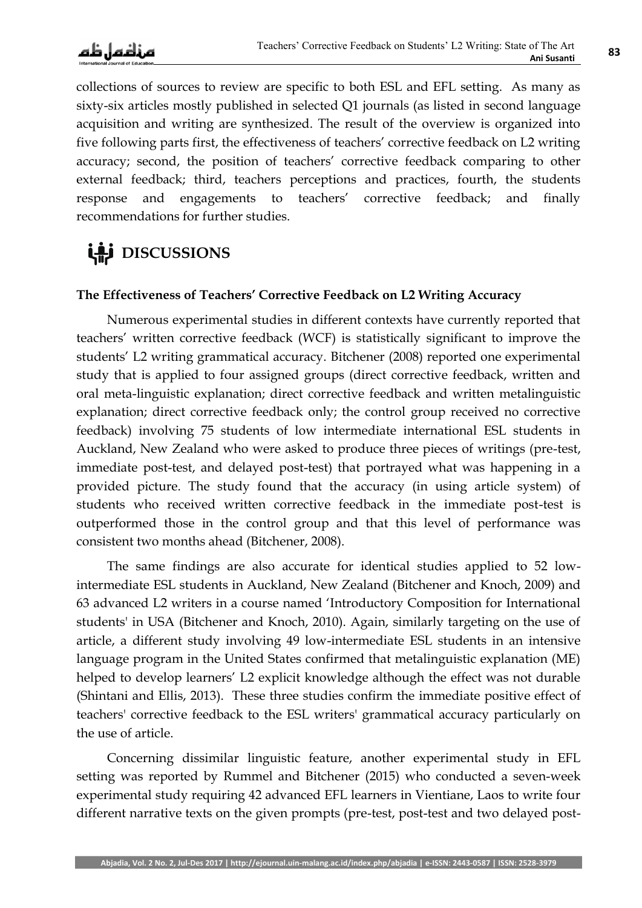collections of sources to review are specific to both ESL and EFL setting. As many as sixty-six articles mostly published in selected Q1 journals (as listed in second language acquisition and writing are synthesized. The result of the overview is organized into five following parts first, the effectiveness of teachers' corrective feedback on L2 writing accuracy; second, the position of teachers' corrective feedback comparing to other external feedback; third, teachers perceptions and practices, fourth, the students response and engagements to teachers' corrective feedback; and finally recommendations for further studies.

## DISCUSSIONS

### The Effectiveness of Teachers' Corrective Feedback on L2 Writing Accuracy

Numerous experimental studies in different contexts have currently reported that teachers' written corrective feedback (WCF) is statistically significant to improve the students' L2 writing grammatical accuracy. Bitchener (2008) reported one experimental study that is applied to four assigned groups (direct corrective feedback, written and oral meta-linguistic explanation; direct corrective feedback and written metalinguistic explanation; direct corrective feedback only; the control group received no corrective feedback) involving 75 students of low intermediate international ESL students in Auckland, New Zealand who were asked to produce three pieces of writings (pre-test, immediate post-test, and delayed post-test) that portrayed what was happening in a provided picture. The study found that the accuracy (in using article system) of students who received written corrective feedback in the immediate post-test is outperformed those in the control group and that this level of performance was consistent two months ahead (Bitchener, 2008).

The same findings are also accurate for identical studies applied to 52 low-intermediate ESL students in Auckland, New Zealand (Bitchener and Knoch, 2009) and 63 advanced L2 writers in a course named 'Introductory Composition for International students' in USA (Bitchener and Knoch, 2010). Again, similarly targeting on the use of article, a different study involving 49 low-intermediate ESL students in an intensive language program in the United States confirmed that metalinguistic explanation (ME) helped to develop learners' L2 explicit knowledge although the effect was not durable (Shintani and Ellis, 2013). These three studies confirm the immediate positive effect of teachers' corrective feedback to the ESL writers' grammatical accuracy particularly on the use of article.

Concerning dissimilar linguistic feature, another experimental study in EFL setting was reported by Rummel and Bitchener (2015) who conducted a seven-week experimental study requiring 42 advanced EFL learners in Vientiane, Laos to write four different narrative texts on the given prompts (pre-test, post-test and two delayed post-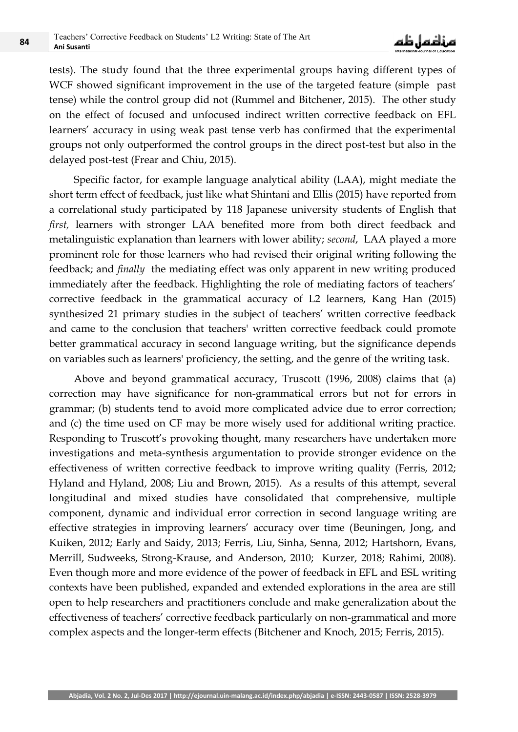tests). The study found that the three experimental groups having different types of WCF showed significant improvement in the use of the targeted feature (simple past tense) while the control group did not (Rummel and Bitchener, 2015). The other study on the effect of focused and unfocused indirect written corrective feedback on EFL learners' accuracy in using weak past tense verb has confirmed that the experimental groups not only outperformed the control groups in the direct post-test but also in the delayed post-test (Frear and Chiu, 2015).

Specific factor, for example language analytical ability (LAA), might mediate the short term effect of feedback, just like what Shintani and Ellis (2015) have reported from a correlational study participated by 118 Japanese university students of English that *first,* learners with stronger LAA benefited more from both direct feedback and metalinguistic explanation than learners with lower ability; *second*, LAA played a more prominent role for those learners who had revised their original writing following the feedback; and *finally* the mediating effect was only apparent in new writing produced immediately after the feedback. Highlighting the role of mediating factors of teachers' corrective feedback in the grammatical accuracy of L2 learners, Kang Han (2015) synthesized 21 primary studies in the subject of teachers' written corrective feedback and came to the conclusion that teachers' written corrective feedback could promote better grammatical accuracy in second language writing, but the significance depends on variables such as learners' proficiency, the setting, and the genre of the writing task.

Above and beyond grammatical accuracy, Truscott (1996, 2008) claims that (a) correction may have significance for non-grammatical errors but not for errors in grammar; (b) students tend to avoid more complicated advice due to error correction; and (c) the time used on CF may be more wisely used for additional writing practice. Responding to Truscott's provoking thought, many researchers have undertaken more investigations and meta-synthesis argumentation to provide stronger evidence on the effectiveness of written corrective feedback to improve writing quality (Ferris, 2012; Hyland and Hyland, 2008; Liu and Brown, 2015). As a results of this attempt, several longitudinal and mixed studies have consolidated that comprehensive, multiple component, dynamic and individual error correction in second language writing are effective strategies in improving learners' accuracy over time (Beuningen, Jong, and Kuiken, 2012; Early and Saidy, 2013; Ferris, Liu, Sinha, Senna, 2012; Hartshorn, Evans, Merrill, Sudweeks, Strong-Krause, and Anderson, 2010; Kurzer, 2018; Rahimi, 2008). Even though more and more evidence of the power of feedback in EFL and ESL writing contexts have been published, expanded and extended explorations in the area are still open to help researchers and practitioners conclude and make generalization about the effectiveness of teachers' corrective feedback particularly on non-grammatical and more complex aspects and the longer-term effects (Bitchener and Knoch, 2015; Ferris, 2015).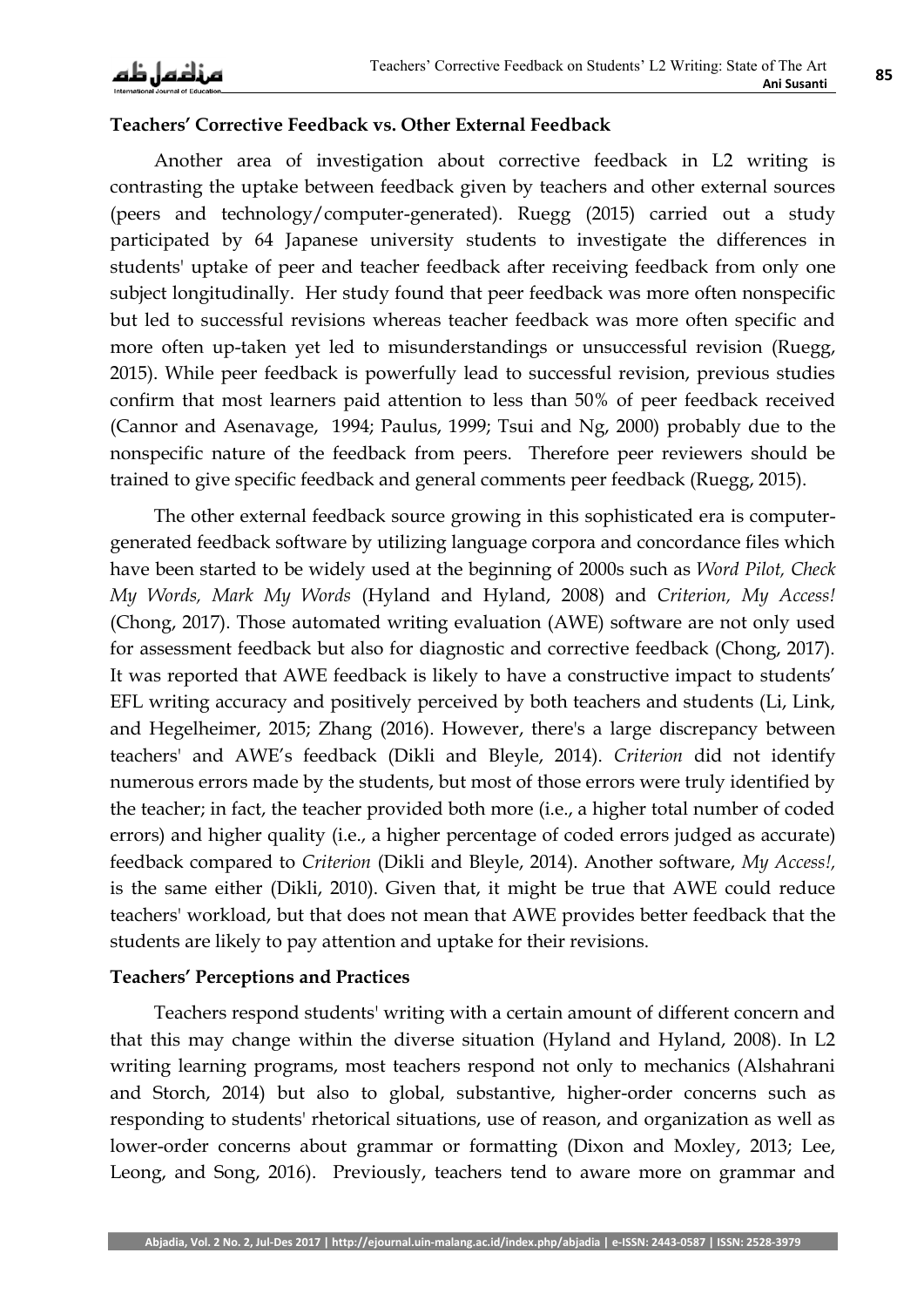**Teachers' Corrective Feedback vs. Other External Feedback**

Another area of investigation about corrective feedback in L2 writing is contrasting the uptake between feedback given by teachers and other external sources (peers and technology/computer-generated). Ruegg (2015) carried out a study participated by 64 Japanese university students to investigate the differences in students' uptake of peer and teacher feedback after receiving feedback from only one subject longitudinally. Her study found that peer feedback was more often nonspecific but led to successful revisions whereas teacher feedback was more often specific and more often up-taken yet led to misunderstandings or unsuccessful revision (Ruegg, 2015). While peer feedback is powerfully lead to successful revision, previous studies confirm that most learners paid attention to less than 50% of peer feedback received (Cannor and Asenavage, 1994; Paulus, 1999; Tsui and Ng, 2000) probably due to the nonspecific nature of the feedback from peers. Therefore peer reviewers should be trained to give specific feedback and general comments peer feedback (Ruegg, 2015).

The other external feedback source growing in this sophisticated era is computer-generated feedback software by utilizing language corpora and concordance files which have been started to be widely used at the beginning of 2000s such as *Word Pilot, Check My Words, Mark My Words* (Hyland and Hyland, 2008) and *Criterion, My Access!* (Chong, 2017). Those automated writing evaluation (AWE) software are not only used for assessment feedback but also for diagnostic and corrective feedback (Chong, 2017). It was reported that AWE feedback is likely to have a constructive impact to students' EFL writing accuracy and positively perceived by both teachers and students (Li, Link, and Hegelheimer, 2015; Zhang (2016). However, there's a large discrepancy between teachers' and AWE's feedback (Dikli and Bleyle, 2014). *Criterion* did not identify numerous errors made by the students, but most of those errors were truly identified by the teacher; in fact, the teacher provided both more (i.e., a higher total number of coded errors) and higher quality (i.e., a higher percentage of coded errors judged as accurate) feedback compared to *Criterion* (Dikli and Bleyle, 2014). Another software, *My Access!*, is the same either (Dikli, 2010). Given that, it might be true that AWE could reduce teachers' workload, but that does not mean that AWE provides better feedback that the students are likely to pay attention and uptake for their revisions.

**Teachers' Perceptions and Practices**

Teachers respond students' writing with a certain amount of different concern and that this may change within the diverse situation (Hyland and Hyland, 2008). In L2 writing learning programs, most teachers respond not only to mechanics (Alshahrani and Storch, 2014) but also to global, substantive, higher-order concerns such as responding to students' rhetorical situations, use of reason, and organization as well as lower-order concerns about grammar or formatting (Dixon and Moxley, 2013; Lee, Leong, and Song, 2016). Previously, teachers tend to aware more on grammar and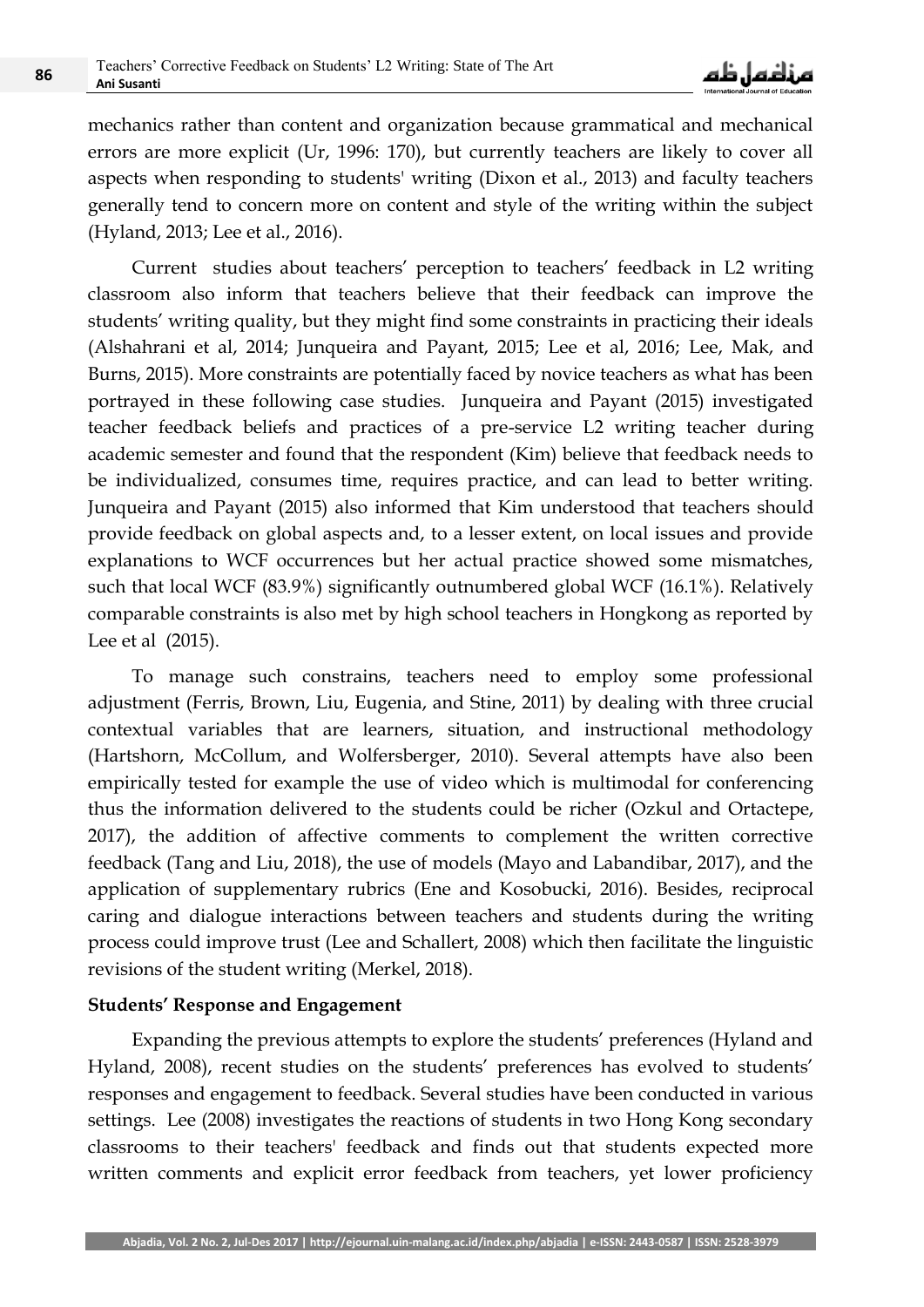mechanics rather than content and organization because grammatical and mechanical errors are more explicit (Ur, 1996: 170), but currently teachers are likely to cover all aspects when responding to students' writing (Dixon et al., 2013) and faculty teachers generally tend to concern more on content and style of the writing within the subject (Hyland, 2013; Lee et al., 2016).

Current studies about teachers' perception to teachers' feedback in L2 writing classroom also inform that teachers believe that their feedback can improve the students' writing quality, but they might find some constraints in practicing their ideals (Alshahrani et al, 2014; Junqueira and Payant, 2015; Lee et al, 2016; Lee, Mak, and Burns, 2015). More constraints are potentially faced by novice teachers as what has been portrayed in these following case studies. Junqueira and Payant (2015) investigated teacher feedback beliefs and practices of a pre-service L2 writing teacher during academic semester and found that the respondent (Kim) believe that feedback needs to be individualized, consumes time, requires practice, and can lead to better writing. Junqueira and Payant (2015) also informed that Kim understood that teachers should provide feedback on global aspects and, to a lesser extent, on local issues and provide explanations to WCF occurrences but her actual practice showed some mismatches, such that local WCF (83.9%) significantly outnumbered global WCF (16.1%). Relatively comparable constraints is also met by high school teachers in Hongkong as reported by Lee et al (2015).

To manage such constrains, teachers need to employ some professional adjustment (Ferris, Brown, Liu, Eugenia, and Stine, 2011) by dealing with three crucial contextual variables that are learners, situation, and instructional methodology (Hartshorn, McCollum, and Wolfersberger, 2010). Several attempts have also been empirically tested for example the use of video which is multimodal for conferencing thus the information delivered to the students could be richer (Ozkul and Ortactepe, 2017), the addition of affective comments to complement the written corrective feedback (Tang and Liu, 2018), the use of models (Mayo and Labandibar, 2017), and the application of supplementary rubrics (Ene and Kosobucki, 2016). Besides, reciprocal caring and dialogue interactions between teachers and students during the writing process could improve trust (Lee and Schallert, 2008) which then facilitate the linguistic revisions of the student writing (Merkel, 2018).

**Students' Response and Engagement**

Expanding the previous attempts to explore the students' preferences (Hyland and Hyland, 2008), recent studies on the students' preferences has evolved to students' responses and engagement to feedback. Several studies have been conducted in various settings. Lee (2008) investigates the reactions of students in two Hong Kong secondary classrooms to their teachers' feedback and finds out that students expected more written comments and explicit error feedback from teachers, yet lower proficiency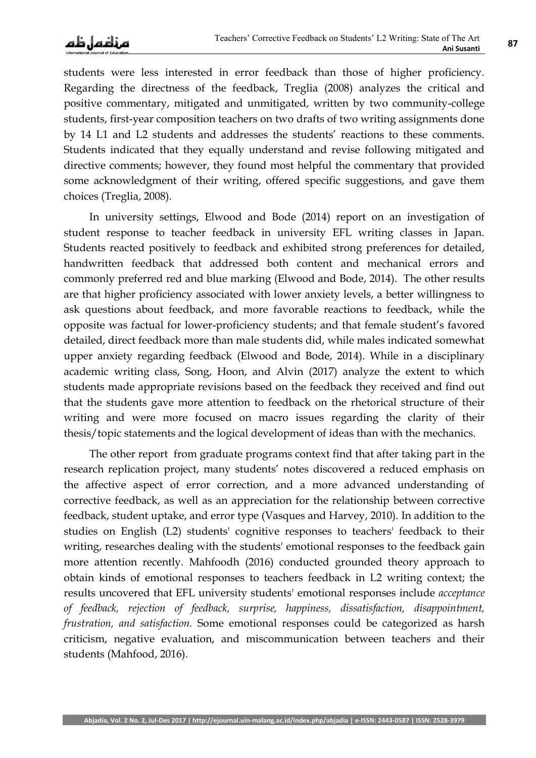students were less interested in error feedback than those of higher proficiency. Regarding the directness of the feedback, Treglia (2008) analyzes the critical and positive commentary, mitigated and unmitigated, written by two community-college students, first-year composition teachers on two drafts of two writing assignments done by 14 L1 and L2 students and addresses the students' reactions to these comments. Students indicated that they equally understand and revise following mitigated and directive comments; however, they found most helpful the commentary that provided some acknowledgment of their writing, offered specific suggestions, and gave them choices (Treglia, 2008).

In university settings, Elwood and Bode (2014) report on an investigation of student response to teacher feedback in university EFL writing classes in Japan. Students reacted positively to feedback and exhibited strong preferences for detailed, handwritten feedback that addressed both content and mechanical errors and commonly preferred red and blue marking (Elwood and Bode, 2014). The other results are that higher proficiency associated with lower anxiety levels, a better willingness to ask questions about feedback, and more favorable reactions to feedback, while the opposite was factual for lower-proficiency students; and that female student's favored detailed, direct feedback more than male students did, while males indicated somewhat upper anxiety regarding feedback (Elwood and Bode, 2014). While in a disciplinary academic writing class, Song, Hoon, and Alvin (2017) analyze the extent to which students made appropriate revisions based on the feedback they received and find out that the students gave more attention to feedback on the rhetorical structure of their writing and were more focused on macro issues regarding the clarity of their thesis/topic statements and the logical development of ideas than with the mechanics.

The other report from graduate programs context find that after taking part in the research replication project, many students' notes discovered a reduced emphasis on the affective aspect of error correction, and a more advanced understanding of corrective feedback, as well as an appreciation for the relationship between corrective feedback, student uptake, and error type (Vasques and Harvey, 2010). In addition to the studies on English (L2) students' cognitive responses to teachers' feedback to their writing, researches dealing with the students' emotional responses to the feedback gain more attention recently. Mahfoodh (2016) conducted grounded theory approach to obtain kinds of emotional responses to teachers feedback in L2 writing context; the results uncovered that EFL university students' emotional responses include *acceptance of feedback, rejection of feedback, surprise, happiness, dissatisfaction, disappointment, frustration, and satisfaction.* Some emotional responses could be categorized as harsh criticism, negative evaluation, and miscommunication between teachers and their students (Mahfood, 2016).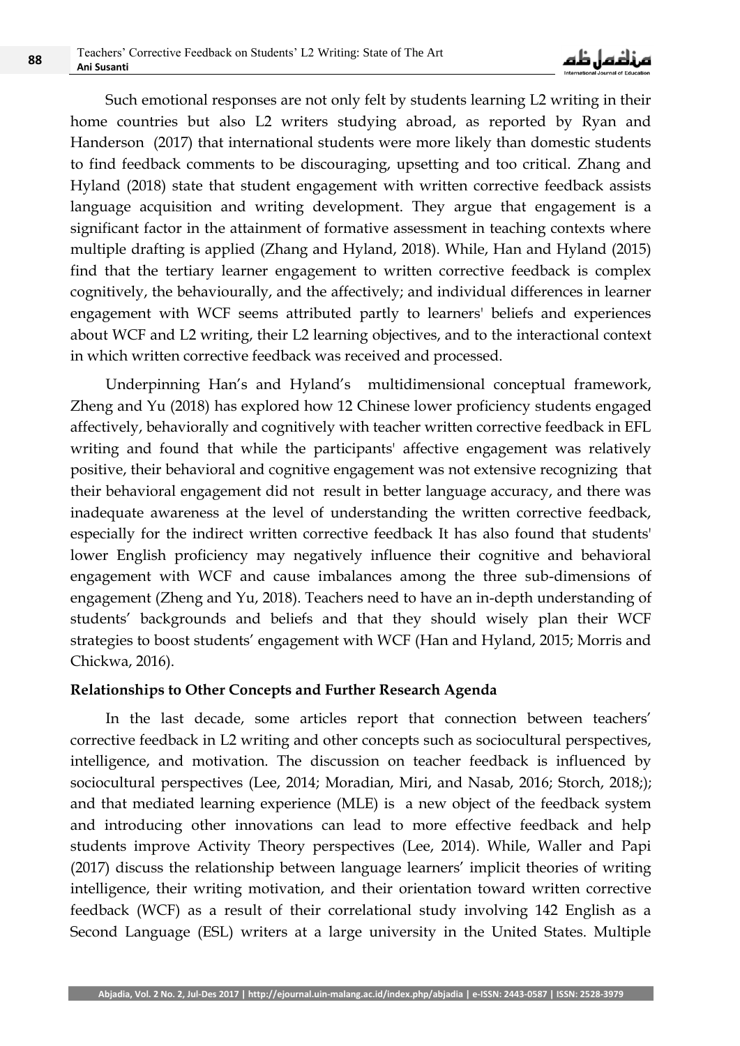Such emotional responses are not only felt by students learning L2 writing in their home countries but also L2 writers studying abroad, as reported by Ryan and Handerson (2017) that international students were more likely than domestic students to find feedback comments to be discouraging, upsetting and too critical. Zhang and Hyland (2018) state that student engagement with written corrective feedback assists language acquisition and writing development. They argue that engagement is a significant factor in the attainment of formative assessment in teaching contexts where multiple drafting is applied (Zhang and Hyland, 2018). While, Han and Hyland (2015) find that the tertiary learner engagement to written corrective feedback is complex cognitively, the behaviourally, and the affectively; and individual differences in learner engagement with WCF seems attributed partly to learners' beliefs and experiences about WCF and L2 writing, their L2 learning objectives, and to the interactional context in which written corrective feedback was received and processed.

Underpinning Han's and Hyland's multidimensional conceptual framework, Zheng and Yu (2018) has explored how 12 Chinese lower proficiency students engaged affectively, behaviorally and cognitively with teacher written corrective feedback in EFL writing and found that while the participants' affective engagement was relatively positive, their behavioral and cognitive engagement was not extensive recognizing that their behavioral engagement did not result in better language accuracy, and there was inadequate awareness at the level of understanding the written corrective feedback, especially for the indirect written corrective feedback It has also found that students' lower English proficiency may negatively influence their cognitive and behavioral engagement with WCF and cause imbalances among the three sub-dimensions of engagement (Zheng and Yu, 2018). Teachers need to have an in-depth understanding of students' backgrounds and beliefs and that they should wisely plan their WCF strategies to boost students' engagement with WCF (Han and Hyland, 2015; Morris and Chickwa, 2016).

**Relationships to Other Concepts and Further Research Agenda**

In the last decade, some articles report that connection between teachers' corrective feedback in L2 writing and other concepts such as sociocultural perspectives, intelligence, and motivation. The discussion on teacher feedback is influenced by sociocultural perspectives (Lee, 2014; Moradian, Miri, and Nasab, 2016; Storch, 2018;); and that mediated learning experience (MLE) is a new object of the feedback system and introducing other innovations can lead to more effective feedback and help students improve Activity Theory perspectives (Lee, 2014). While, Waller and Papi (2017) discuss the relationship between language learners' implicit theories of writing intelligence, their writing motivation, and their orientation toward written corrective feedback (WCF) as a result of their correlational study involving 142 English as a Second Language (ESL) writers at a large university in the United States. Multiple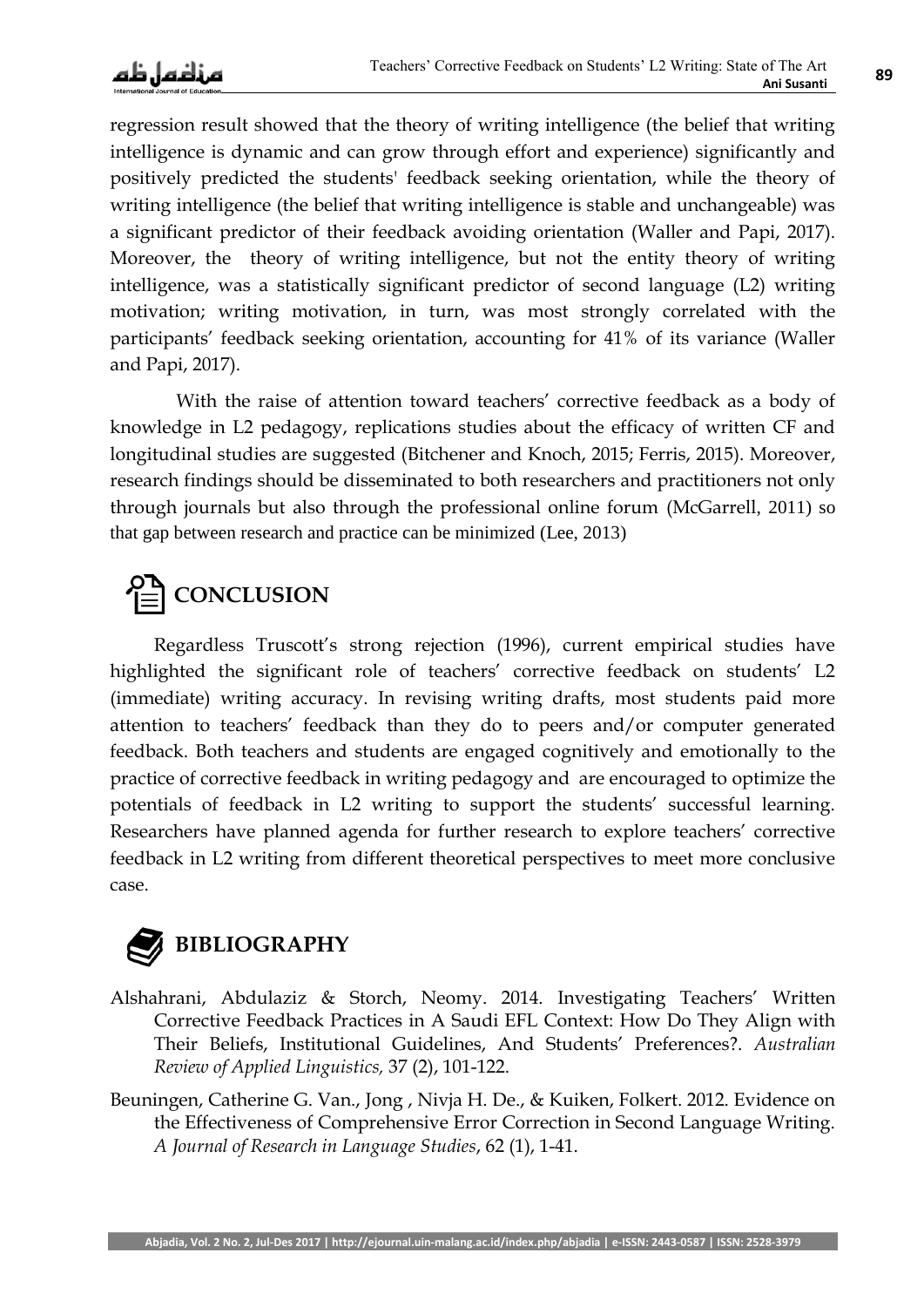regression result showed that the theory of writing intelligence (the belief that writing intelligence is dynamic and can grow through effort and experience) significantly and positively predicted the students' feedback seeking orientation, while the theory of writing intelligence (the belief that writing intelligence is stable and unchangeable) was a significant predictor of their feedback avoiding orientation (Waller and Papi, 2017). Moreover, the theory of writing intelligence, but not the entity theory of writing intelligence, was a statistically significant predictor of second language (L2) writing motivation; writing motivation, in turn, was most strongly correlated with the participants' feedback seeking orientation, accounting for 41% of its variance (Waller and Papi, 2017).

With the raise of attention toward teachers' corrective feedback as a body of knowledge in L2 pedagogy, replications studies about the efficacy of written CF and longitudinal studies are suggested (Bitchener and Knoch, 2015; Ferris, 2015). Moreover, research findings should be disseminated to both researchers and practitioners not only through journals but also through the professional online forum (McGarrell, 2011) so that gap between research and practice can be minimized (Lee, 2013)

## CONCLUSION

Regardless Truscott's strong rejection (1996), current empirical studies have highlighted the significant role of teachers' corrective feedback on students' L2 (immediate) writing accuracy. In revising writing drafts, most students paid more attention to teachers' feedback than they do to peers and/or computer generated feedback. Both teachers and students are engaged cognitively and emotionally to the practice of corrective feedback in writing pedagogy and are encouraged to optimize the potentials of feedback in L2 writing to support the students' successful learning. Researchers have planned agenda for further research to explore teachers' corrective feedback in L2 writing from different theoretical perspectives to meet more conclusive case.

## BIBLIOGRAPHY

Alshahrani, Abdulaziz & Storch, Neomy. 2014. Investigating Teachers' Written Corrective Feedback Practices in A Saudi EFL Context: How Do They Align with Their Beliefs, Institutional Guidelines, And Students' Preferences?. *Australian Review of Applied Linguistics,* 37 (2), 101-122.

Beuningen, Catherine G. Van., Jong , Nivja H. De., & Kuiken, Folkert. 2012. Evidence on the Effectiveness of Comprehensive Error Correction in Second Language Writing. *A Journal of Research in Language Studies*, 62 (1), 1-41.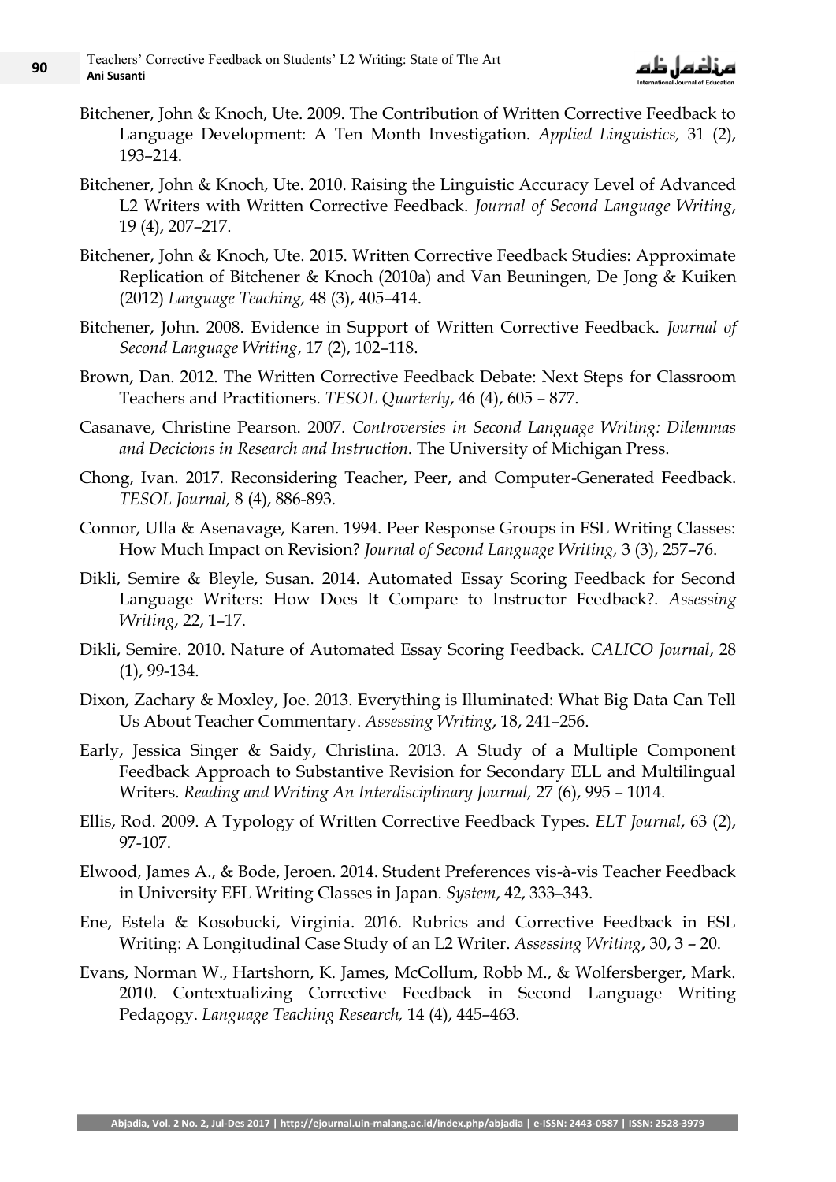Bitchener, John & Knoch, Ute. 2009. The Contribution of Written Corrective Feedback to Language Development: A Ten Month Investigation. *Applied Linguistics,* 31 (2), 193–214.

Bitchener, John & Knoch, Ute. 2010. Raising the Linguistic Accuracy Level of Advanced L2 Writers with Written Corrective Feedback. *Journal of Second Language Writing*, 19 (4), 207–217.

Bitchener, John & Knoch, Ute. 2015. Written Corrective Feedback Studies: Approximate Replication of Bitchener & Knoch (2010a) and Van Beuningen, De Jong & Kuiken (2012) *Language Teaching,* 48 (3), 405–414.

Bitchener, John. 2008. Evidence in Support of Written Corrective Feedback. *Journal of Second Language Writing*, 17 (2), 102–118.

Brown, Dan. 2012. The Written Corrective Feedback Debate: Next Steps for Classroom Teachers and Practitioners. *TESOL Quarterly*, 46 (4), 605 – 877.

Casanave, Christine Pearson. 2007. *Controversies in Second Language Writing: Dilemmas and Decicions in Research and Instruction.* The University of Michigan Press.

Chong, Ivan. 2017. Reconsidering Teacher, Peer, and Computer-Generated Feedback. *TESOL Journal,* 8 (4), 886-893.

Connor, Ulla & Asenavage, Karen. 1994. Peer Response Groups in ESL Writing Classes: How Much Impact on Revision? *Journal of Second Language Writing,* 3 (3), 257–76.

Dikli, Semire & Bleyle, Susan. 2014. Automated Essay Scoring Feedback for Second Language Writers: How Does It Compare to Instructor Feedback?. *Assessing Writing*, 22, 1–17.

Dikli, Semire. 2010. Nature of Automated Essay Scoring Feedback. *CALICO Journal*, 28 (1), 99-134.

Dixon, Zachary & Moxley, Joe. 2013. Everything is Illuminated: What Big Data Can Tell Us About Teacher Commentary. *Assessing Writing*, 18, 241–256.

Early, Jessica Singer & Saidy, Christina. 2013. A Study of a Multiple Component Feedback Approach to Substantive Revision for Secondary ELL and Multilingual Writers. *Reading and Writing An Interdisciplinary Journal,* 27 (6), 995 – 1014.

Ellis, Rod. 2009. A Typology of Written Corrective Feedback Types. *ELT Journal*, 63 (2), 97-107.

Elwood, James A., & Bode, Jeroen. 2014. Student Preferences vis-à-vis Teacher Feedback in University EFL Writing Classes in Japan. *System*, 42, 333–343.

Ene, Estela & Kosobucki, Virginia. 2016. Rubrics and Corrective Feedback in ESL Writing: A Longitudinal Case Study of an L2 Writer. *Assessing Writing*, 30, 3 – 20.

Evans, Norman W., Hartshorn, K. James, McCollum, Robb M., & Wolfersberger, Mark. 2010. Contextualizing Corrective Feedback in Second Language Writing Pedagogy. *Language Teaching Research,* 14 (4), 445–463.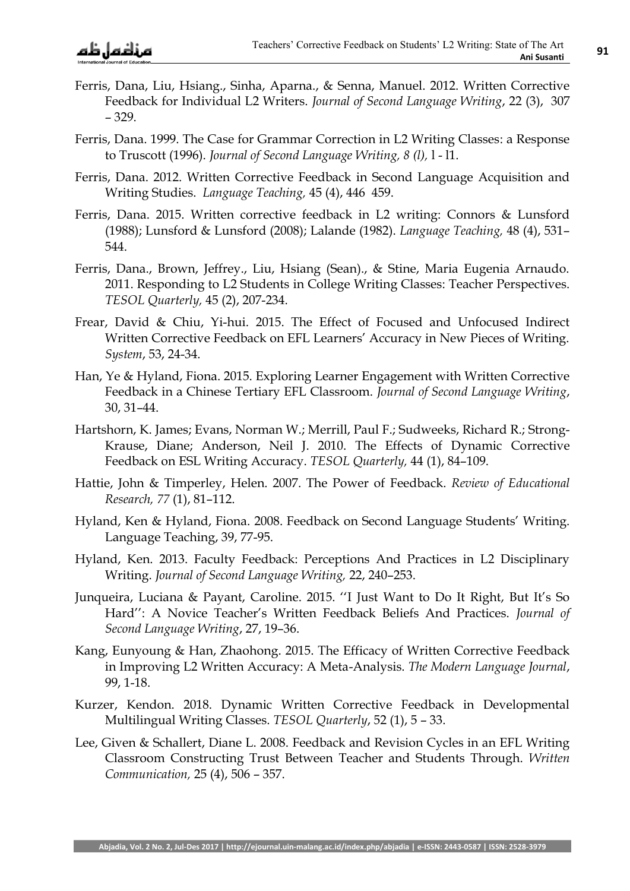Ferris, Dana, Liu, Hsiang., Sinha, Aparna., & Senna, Manuel. 2012. Written Corrective Feedback for Individual L2 Writers. *Journal of Second Language Writing*, 22 (3), 307 – 329.

Ferris, Dana. 1999. The Case for Grammar Correction in L2 Writing Classes: a Response to Truscott (1996). *Journal of Second Language Writing, 8 (l),* l - l1.

Ferris, Dana. 2012. Written Corrective Feedback in Second Language Acquisition and Writing Studies. *Language Teaching,* 45 (4), 446 459.

Ferris, Dana. 2015. Written corrective feedback in L2 writing: Connors & Lunsford (1988); Lunsford & Lunsford (2008); Lalande (1982). *Language Teaching,* 48 (4), 531–544.

Ferris, Dana., Brown, Jeffrey., Liu, Hsiang (Sean)., & Stine, Maria Eugenia Arnaudo. 2011. Responding to L2 Students in College Writing Classes: Teacher Perspectives. *TESOL Quarterly,* 45 (2), 207-234.

Frear, David & Chiu, Yi-hui. 2015. The Effect of Focused and Unfocused Indirect Written Corrective Feedback on EFL Learners' Accuracy in New Pieces of Writing. *System*, 53, 24-34.

Han, Ye & Hyland, Fiona. 2015. Exploring Learner Engagement with Written Corrective Feedback in a Chinese Tertiary EFL Classroom. *Journal of Second Language Writing*, 30, 31–44.

Hartshorn, K. James; Evans, Norman W.; Merrill, Paul F.; Sudweeks, Richard R.; Strong-Krause, Diane; Anderson, Neil J. 2010. The Effects of Dynamic Corrective Feedback on ESL Writing Accuracy. *TESOL Quarterly,* 44 (1), 84–109.

Hattie, John & Timperley, Helen. 2007. The Power of Feedback. *Review of Educational Research, 77* (1), 81–112.

Hyland, Ken & Hyland, Fiona. 2008. Feedback on Second Language Students' Writing. Language Teaching, 39, 77-95.

Hyland, Ken. 2013. Faculty Feedback: Perceptions And Practices in L2 Disciplinary Writing. *Journal of Second Language Writing,* 22, 240–253.

Junqueira, Luciana & Payant, Caroline. 2015. ''I Just Want to Do It Right, But It's So Hard'': A Novice Teacher's Written Feedback Beliefs And Practices. *Journal of Second Language Writing*, 27, 19–36.

Kang, Eunyoung & Han, Zhaohong. 2015. The Efficacy of Written Corrective Feedback in Improving L2 Written Accuracy: A Meta-Analysis. *The Modern Language Journal*, 99, 1-18.

Kurzer, Kendon. 2018. Dynamic Written Corrective Feedback in Developmental Multilingual Writing Classes. *TESOL Quarterly*, 52 (1), 5 – 33.

Lee, Given & Schallert, Diane L. 2008. Feedback and Revision Cycles in an EFL Writing Classroom Constructing Trust Between Teacher and Students Through. *Written Communication,* 25 (4), 506 – 357.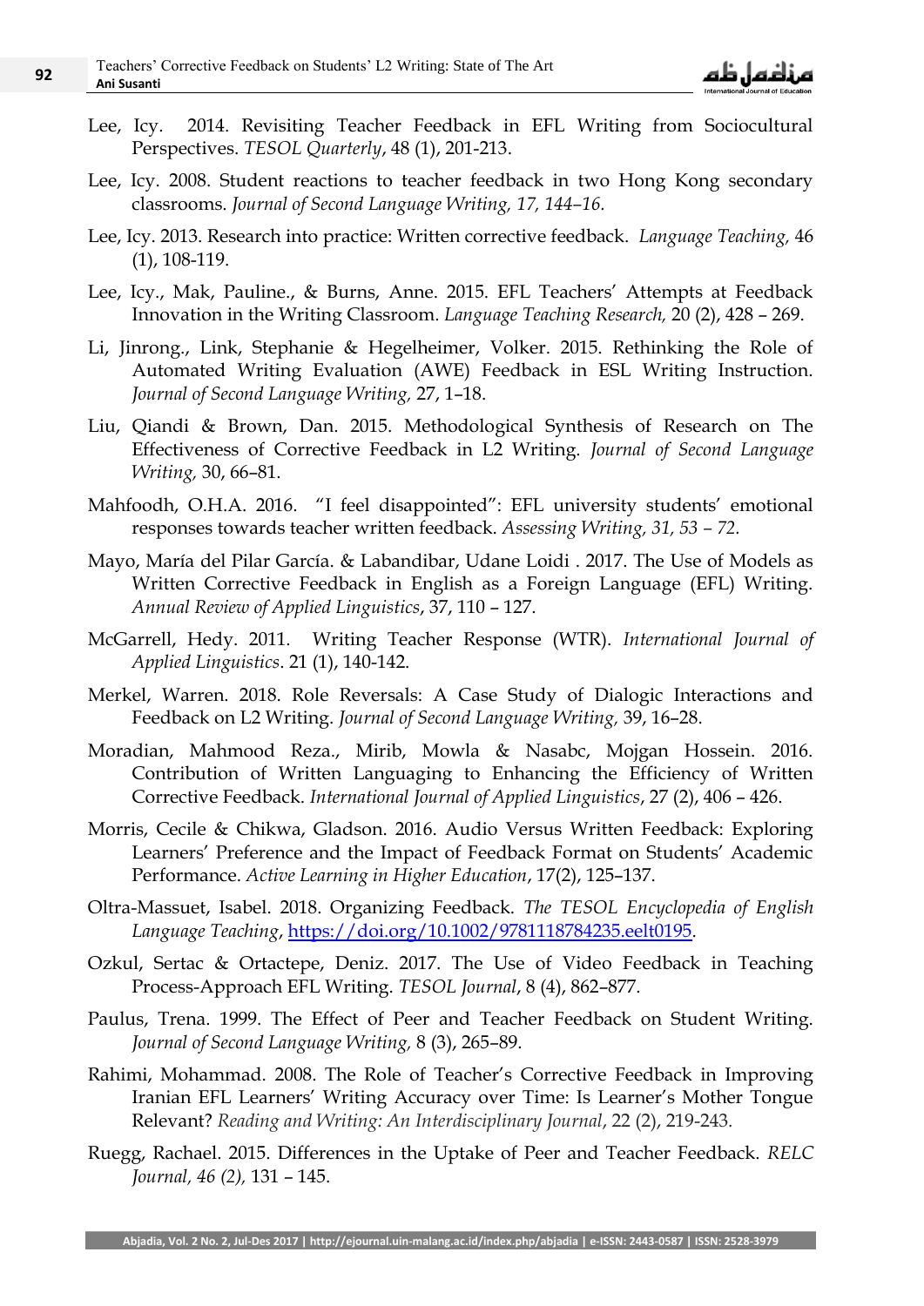Lee, Icy. 2014. Revisiting Teacher Feedback in EFL Writing from Sociocultural Perspectives. *TESOL Quarterly*, 48 (1), 201-213.

Lee, Icy. 2008. Student reactions to teacher feedback in two Hong Kong secondary classrooms. *Journal of Second Language Writing, 17, 144–16.*

Lee, Icy. 2013. Research into practice: Written corrective feedback. *Language Teaching,* 46 (1), 108-119.

Lee, Icy., Mak, Pauline., & Burns, Anne. 2015. EFL Teachers' Attempts at Feedback Innovation in the Writing Classroom. *Language Teaching Research,* 20 (2), 428 – 269.

Li, Jinrong., Link, Stephanie & Hegelheimer, Volker. 2015. Rethinking the Role of Automated Writing Evaluation (AWE) Feedback in ESL Writing Instruction. *Journal of Second Language Writing,* 27, 1–18.

Liu, Qiandi & Brown, Dan. 2015. Methodological Synthesis of Research on The Effectiveness of Corrective Feedback in L2 Writing. *Journal of Second Language Writing,* 30, 66–81.

Mahfoodh, O.H.A. 2016. "I feel disappointed": EFL university students' emotional responses towards teacher written feedback. *Assessing Writing, 31, 53 – 72.*

Mayo, María del Pilar García. & Labandibar, Udane Loidi . 2017. The Use of Models as Written Corrective Feedback in English as a Foreign Language (EFL) Writing. *Annual Review of Applied Linguistics*, 37, 110 – 127.

McGarrell, Hedy. 2011. Writing Teacher Response (WTR). *International Journal of Applied Linguistics*. 21 (1), 140-142.

Merkel, Warren. 2018. Role Reversals: A Case Study of Dialogic Interactions and Feedback on L2 Writing. *Journal of Second Language Writing,* 39, 16–28.

Moradian, Mahmood Reza., Mirib, Mowla & Nasabc, Mojgan Hossein. 2016. Contribution of Written Languaging to Enhancing the Efficiency of Written Corrective Feedback. *International Journal of Applied Linguistics*, 27 (2), 406 – 426.

Morris, Cecile & Chikwa, Gladson. 2016. Audio Versus Written Feedback: Exploring Learners' Preference and the Impact of Feedback Format on Students' Academic Performance. *Active Learning in Higher Education*, 17(2), 125–137.

Oltra-Massuet, Isabel. 2018. Organizing Feedback. *The TESOL Encyclopedia of English Language Teaching*, https://doi.org/10.1002/9781118784235.eelt0195.

Ozkul, Sertac & Ortactepe, Deniz. 2017. The Use of Video Feedback in Teaching Process-Approach EFL Writing. *TESOL Journal*, 8 (4), 862–877.

Paulus, Trena. 1999. The Effect of Peer and Teacher Feedback on Student Writing. *Journal of Second Language Writing,* 8 (3), 265–89.

Rahimi, Mohammad. 2008. The Role of Teacher's Corrective Feedback in Improving Iranian EFL Learners' Writing Accuracy over Time: Is Learner's Mother Tongue Relevant? *Reading and Writing: An Interdisciplinary Journal*, 22 (2), 219-243.

Ruegg, Rachael. 2015. Differences in the Uptake of Peer and Teacher Feedback. *RELC Journal, 46 (2),* 131 – 145.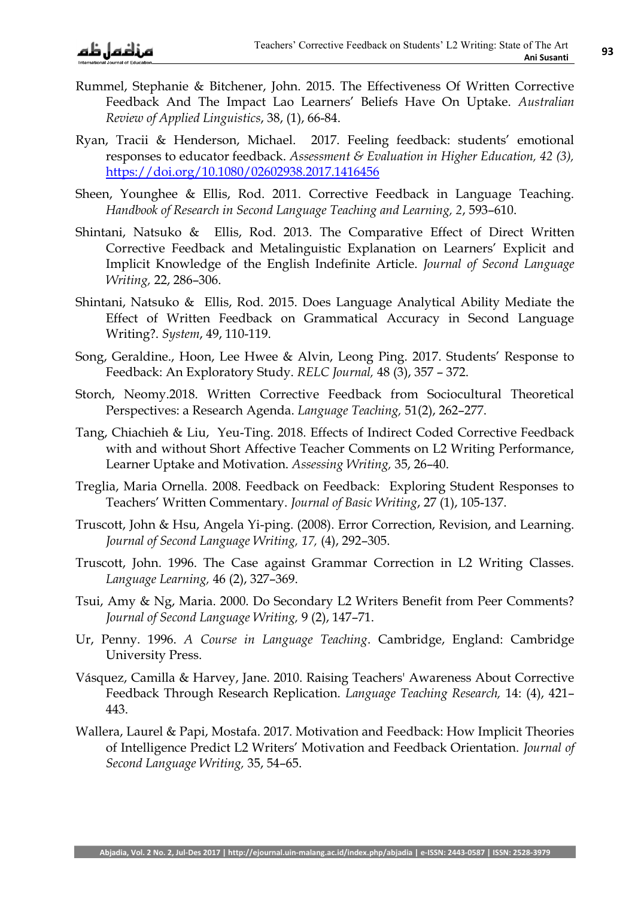Rummel, Stephanie & Bitchener, John. 2015. The Effectiveness Of Written Corrective Feedback And The Impact Lao Learners' Beliefs Have On Uptake. *Australian Review of Applied Linguistics*, 38, (1), 66-84.

Ryan, Tracii & Henderson, Michael. 2017. Feeling feedback: students' emotional responses to educator feedback. *Assessment & Evaluation in Higher Education, 42 (3),* https://doi.org/10.1080/02602938.2017.1416456

Sheen, Younghee & Ellis, Rod. 2011. Corrective Feedback in Language Teaching. *Handbook of Research in Second Language Teaching and Learning, 2*, 593–610.

Shintani, Natsuko & Ellis, Rod. 2013. The Comparative Effect of Direct Written Corrective Feedback and Metalinguistic Explanation on Learners' Explicit and Implicit Knowledge of the English Indefinite Article. *Journal of Second Language Writing,* 22, 286–306.

Shintani, Natsuko & Ellis, Rod. 2015. Does Language Analytical Ability Mediate the Effect of Written Feedback on Grammatical Accuracy in Second Language Writing?. *System*, 49, 110-119.

Song, Geraldine., Hoon, Lee Hwee & Alvin, Leong Ping. 2017. Students' Response to Feedback: An Exploratory Study. *RELC Journal,* 48 (3), 357 – 372.

Storch, Neomy.2018. Written Corrective Feedback from Sociocultural Theoretical Perspectives: a Research Agenda. *Language Teaching,* 51(2), 262–277.

Tang, Chiachieh & Liu, Yeu-Ting. 2018. Effects of Indirect Coded Corrective Feedback with and without Short Affective Teacher Comments on L2 Writing Performance, Learner Uptake and Motivation. *Assessing Writing,* 35, 26–40.

Treglia, Maria Ornella. 2008. Feedback on Feedback: Exploring Student Responses to Teachers' Written Commentary. *Journal of Basic Writing*, 27 (1), 105-137.

Truscott, John & Hsu, Angela Yi-ping. (2008). Error Correction, Revision, and Learning. *Journal of Second Language Writing, 17,* (4), 292–305.

Truscott, John. 1996. The Case against Grammar Correction in L2 Writing Classes. *Language Learning,* 46 (2), 327–369.

Tsui, Amy & Ng, Maria. 2000. Do Secondary L2 Writers Benefit from Peer Comments? *Journal of Second Language Writing,* 9 (2), 147–71.

Ur, Penny. 1996. *A Course in Language Teaching*. Cambridge, England: Cambridge University Press.

Vásquez, Camilla & Harvey, Jane. 2010. Raising Teachers' Awareness About Corrective Feedback Through Research Replication. *Language Teaching Research,* 14: (4), 421–443.

Wallera, Laurel & Papi, Mostafa. 2017. Motivation and Feedback: How Implicit Theories of Intelligence Predict L2 Writers' Motivation and Feedback Orientation. *Journal of Second Language Writing,* 35, 54–65.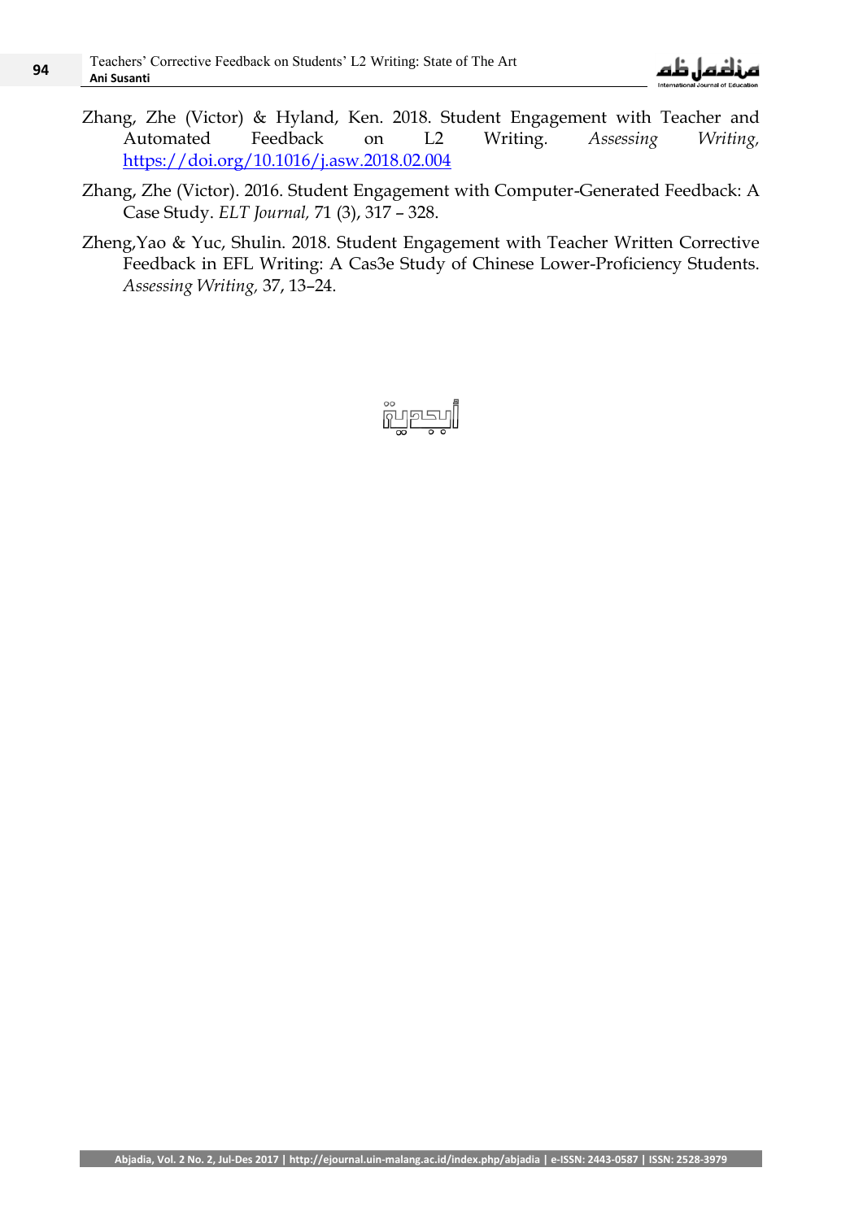Zhang, Zhe (Victor) & Hyland, Ken. 2018. Student Engagement with Teacher and Automated Feedback on L2 Writing. *Assessing Writing,* https://doi.org/10.1016/j.asw.2018.02.004

Zhang, Zhe (Victor). 2016. Student Engagement with Computer-Generated Feedback: A Case Study. *ELT Journal,* 71 (3), 317 – 328.

Zheng,Yao & Yuc, Shulin. 2018. Student Engagement with Teacher Written Corrective Feedback in EFL Writing: A Cas3e Study of Chinese Lower-Proficiency Students. *Assessing Writing,* 37, 13–24.